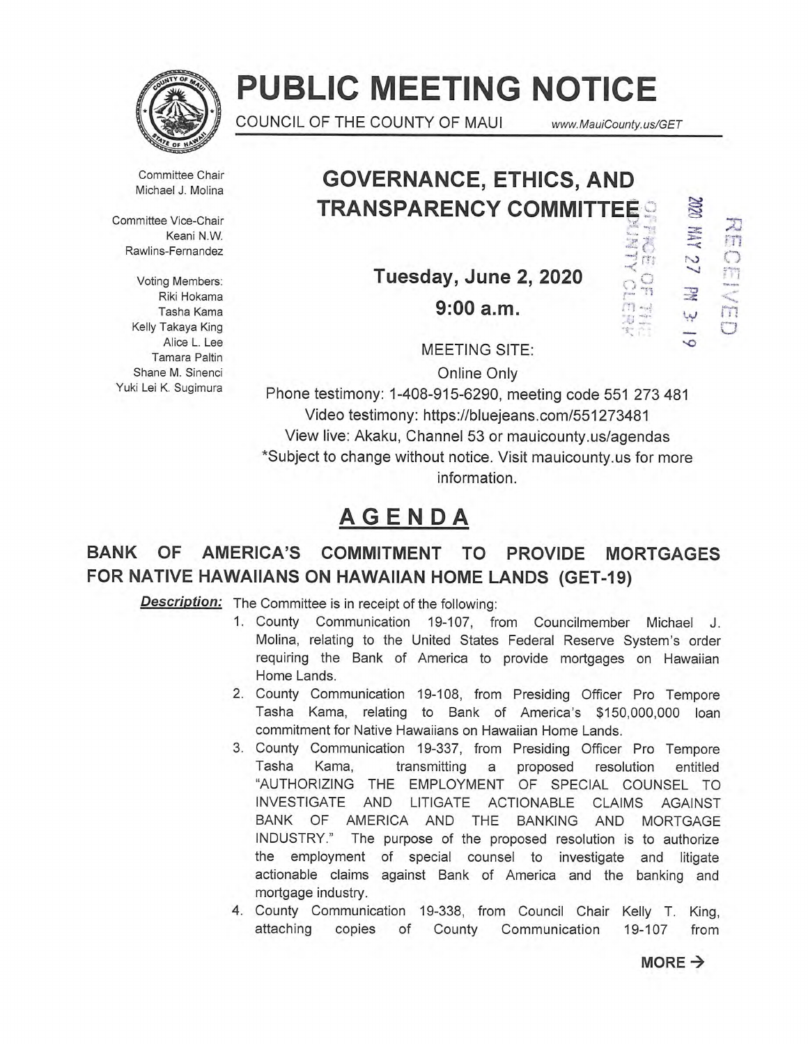# PUBLIC MEETING NOTICE

COUNCIL OF THE COUNTY OF MAUI www.MauiCounty.us/GET

Committee Chair
Michael J. Molina

Committee Vice-Chair
Keani N.W. Rawlins-Fernandez

Voting Members:
Riki Hokama
Tasha Kama
Kelly Takaya King
Alice L. Lee
Tamara Paltin
Shane M. Sinenci
Yuki Lei K. Sugimura

## GOVERNANCE, ETHICS, AND TRANSPARENCY COMMITTEE

RECEIVED 2020 MAY 27 PM 3:19 OFFICE OF THE COUNTY CLERK

**Tuesday, June 2, 2020**

**9:00 a.m.**

MEETING SITE:

Online Only

Phone testimony: 1-408-915-6290, meeting code 551 273 481

Video testimony: https://bluejeans.com/551273481

View live: Akaku, Channel 53 or mauicounty.us/agendas

*Subject to change without notice. Visit mauicounty.us for more information.

## AGENDA

### BANK OF AMERICA'S COMMITMENT TO PROVIDE MORTGAGES FOR NATIVE HAWAIIANS ON HAWAIIAN HOME LANDS (GET-19)

***Description:*** The Committee is in receipt of the following:

1. County Communication 19-107, from Councilmember Michael J. Molina, relating to the United States Federal Reserve System's order requiring the Bank of America to provide mortgages on Hawaiian Home Lands.
2. County Communication 19-108, from Presiding Officer Pro Tempore Tasha Kama, relating to Bank of America's $150,000,000 loan commitment for Native Hawaiians on Hawaiian Home Lands.
3. County Communication 19-337, from Presiding Officer Pro Tempore Tasha Kama, transmitting a proposed resolution entitled "AUTHORIZING THE EMPLOYMENT OF SPECIAL COUNSEL TO INVESTIGATE AND LITIGATE ACTIONABLE CLAIMS AGAINST BANK OF AMERICA AND THE BANKING AND MORTGAGE INDUSTRY." The purpose of the proposed resolution is to authorize the employment of special counsel to investigate and litigate actionable claims against Bank of America and the banking and mortgage industry.
4. County Communication 19-338, from Council Chair Kelly T. King, attaching copies of County Communication 19-107 from

MORE →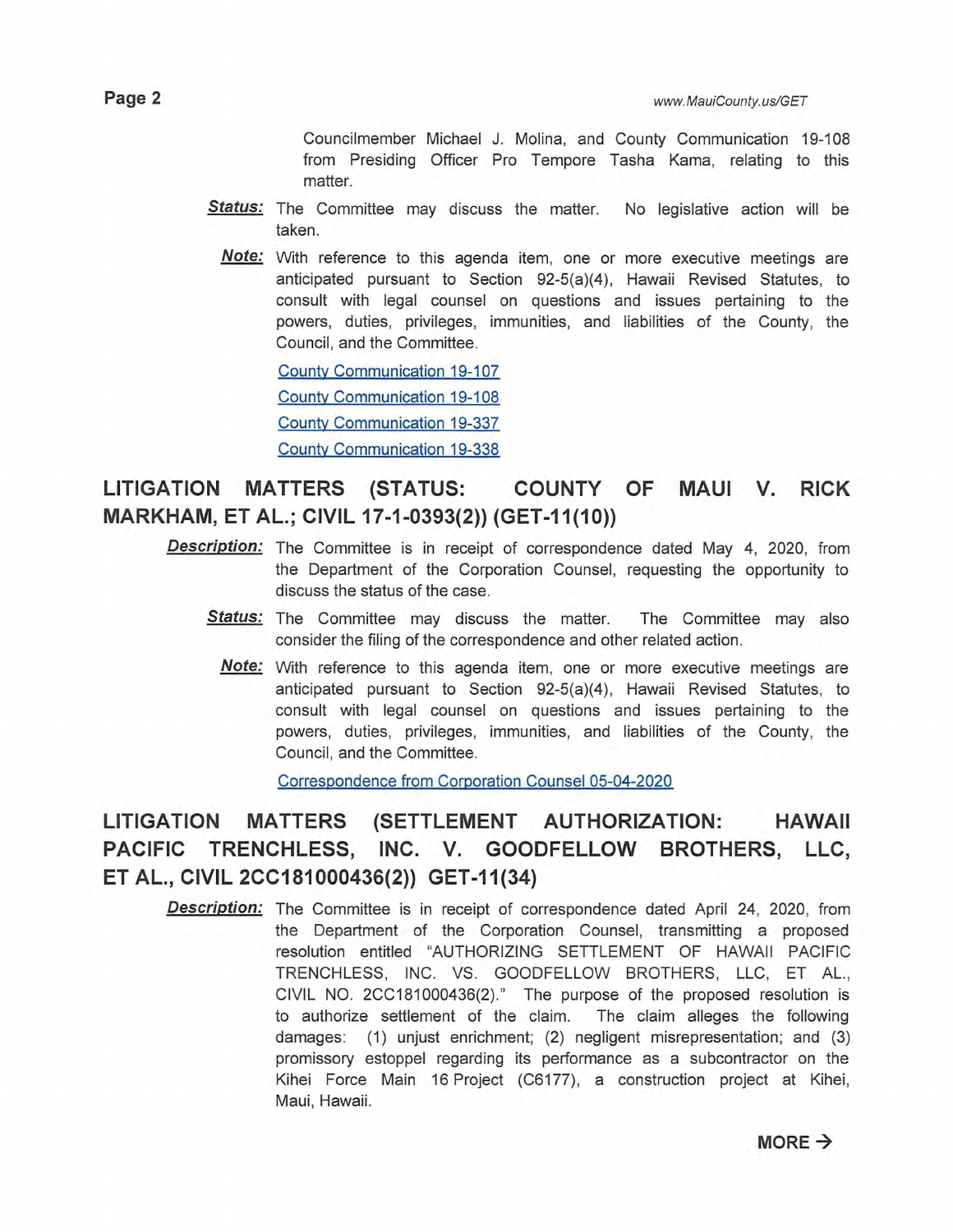Councilmember Michael J. Molina, and County Communication 19-108 from Presiding Officer Pro Tempore Tasha Kama, relating to this matter.

***Status:*** The Committee may discuss the matter. No legislative action will be taken.

***Note:*** With reference to this agenda item, one or more executive meetings are anticipated pursuant to Section 92-5(a)(4), Hawaii Revised Statutes, to consult with legal counsel on questions and issues pertaining to the powers, duties, privileges, immunities, and liabilities of the County, the Council, and the Committee.

County Communication 19-107

County Communication 19-108

County Communication 19-337

County Communication 19-338

## LITIGATION MATTERS (STATUS: COUNTY OF MAUI V. RICK MARKHAM, ET AL.; CIVIL 17-1-0393(2)) (GET-11(10))

***Description:*** The Committee is in receipt of correspondence dated May 4, 2020, from the Department of the Corporation Counsel, requesting the opportunity to discuss the status of the case.

***Status:*** The Committee may discuss the matter. The Committee may also consider the filing of the correspondence and other related action.

***Note:*** With reference to this agenda item, one or more executive meetings are anticipated pursuant to Section 92-5(a)(4), Hawaii Revised Statutes, to consult with legal counsel on questions and issues pertaining to the powers, duties, privileges, immunities, and liabilities of the County, the Council, and the Committee.

Correspondence from Corporation Counsel 05-04-2020

## LITIGATION MATTERS (SETTLEMENT AUTHORIZATION: HAWAII PACIFIC TRENCHLESS, INC. V. GOODFELLOW BROTHERS, LLC, ET AL., CIVIL 2CC181000436(2)) GET-11(34)

***Description:*** The Committee is in receipt of correspondence dated April 24, 2020, from the Department of the Corporation Counsel, transmitting a proposed resolution entitled "AUTHORIZING SETTLEMENT OF HAWAII PACIFIC TRENCHLESS, INC. VS. GOODFELLOW BROTHERS, LLC, ET AL., CIVIL NO. 2CC181000436(2)." The purpose of the proposed resolution is to authorize settlement of the claim. The claim alleges the following damages: (1) unjust enrichment; (2) negligent misrepresentation; and (3) promissory estoppel regarding its performance as a subcontractor on the Kihei Force Main 16 Project (C6177), a construction project at Kihei, Maui, Hawaii.

**MORE →**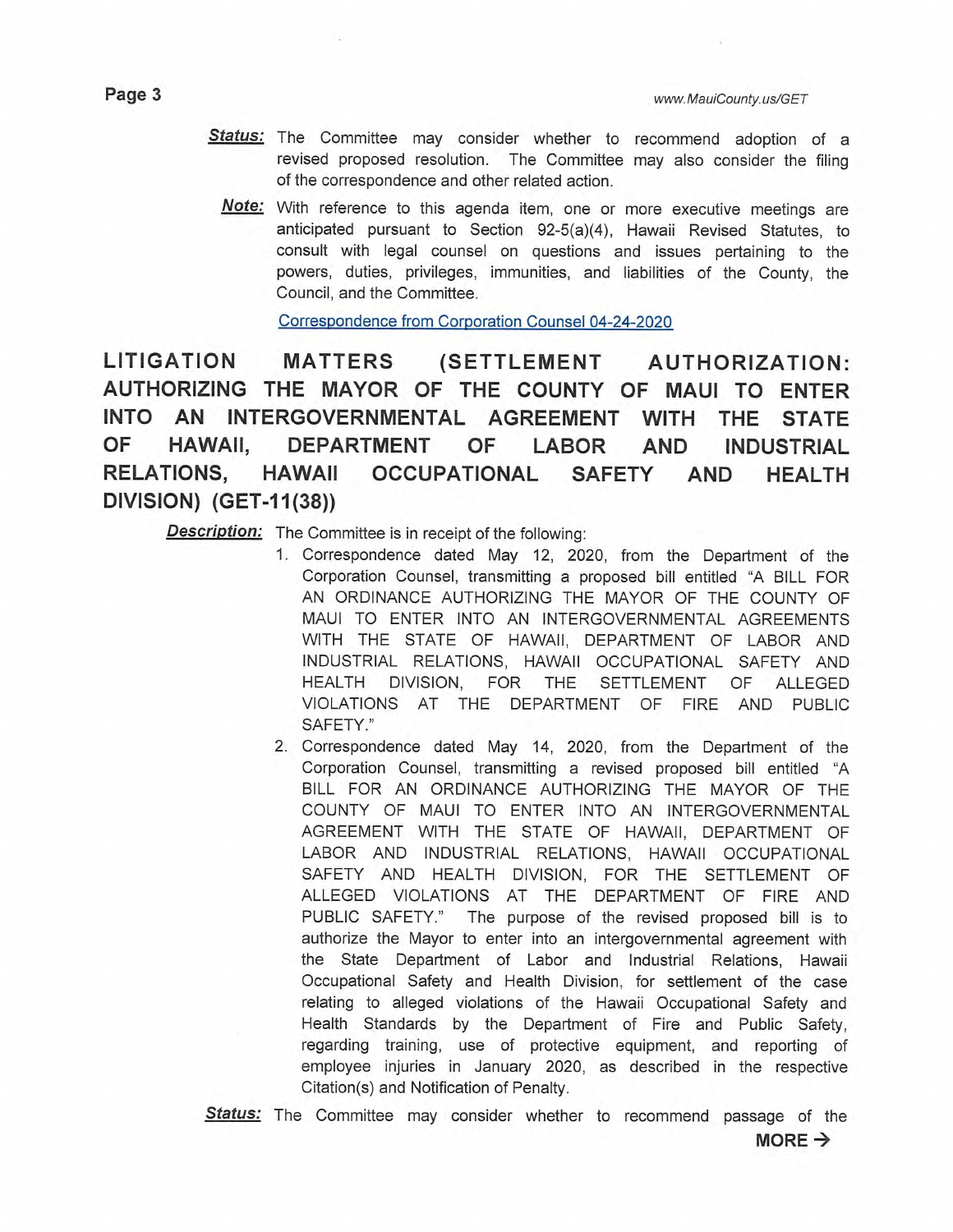***Status:*** The Committee may consider whether to recommend adoption of a revised proposed resolution. The Committee may also consider the filing of the correspondence and other related action.

***Note:*** With reference to this agenda item, one or more executive meetings are anticipated pursuant to Section 92-5(a)(4), Hawaii Revised Statutes, to consult with legal counsel on questions and issues pertaining to the powers, duties, privileges, immunities, and liabilities of the County, the Council, and the Committee.

Correspondence from Corporation Counsel 04-24-2020

## LITIGATION MATTERS (SETTLEMENT AUTHORIZATION: AUTHORIZING THE MAYOR OF THE COUNTY OF MAUI TO ENTER INTO AN INTERGOVERNMENTAL AGREEMENT WITH THE STATE OF HAWAII, DEPARTMENT OF LABOR AND INDUSTRIAL RELATIONS, HAWAII OCCUPATIONAL SAFETY AND HEALTH DIVISION) (GET-11(38))

***Description:*** The Committee is in receipt of the following:

1. Correspondence dated May 12, 2020, from the Department of the Corporation Counsel, transmitting a proposed bill entitled "A BILL FOR AN ORDINANCE AUTHORIZING THE MAYOR OF THE COUNTY OF MAUI TO ENTER INTO AN INTERGOVERNMENTAL AGREEMENTS WITH THE STATE OF HAWAII, DEPARTMENT OF LABOR AND INDUSTRIAL RELATIONS, HAWAII OCCUPATIONAL SAFETY AND HEALTH DIVISION, FOR THE SETTLEMENT OF ALLEGED VIOLATIONS AT THE DEPARTMENT OF FIRE AND PUBLIC SAFETY."
2. Correspondence dated May 14, 2020, from the Department of the Corporation Counsel, transmitting a revised proposed bill entitled "A BILL FOR AN ORDINANCE AUTHORIZING THE MAYOR OF THE COUNTY OF MAUI TO ENTER INTO AN INTERGOVERNMENTAL AGREEMENT WITH THE STATE OF HAWAII, DEPARTMENT OF LABOR AND INDUSTRIAL RELATIONS, HAWAII OCCUPATIONAL SAFETY AND HEALTH DIVISION, FOR THE SETTLEMENT OF ALLEGED VIOLATIONS AT THE DEPARTMENT OF FIRE AND PUBLIC SAFETY." The purpose of the revised proposed bill is to authorize the Mayor to enter into an intergovernmental agreement with the State Department of Labor and Industrial Relations, Hawaii Occupational Safety and Health Division, for settlement of the case relating to alleged violations of the Hawaii Occupational Safety and Health Standards by the Department of Fire and Public Safety, regarding training, use of protective equipment, and reporting of employee injuries in January 2020, as described in the respective Citation(s) and Notification of Penalty.

***Status:*** The Committee may consider whether to recommend passage of the

**MORE →**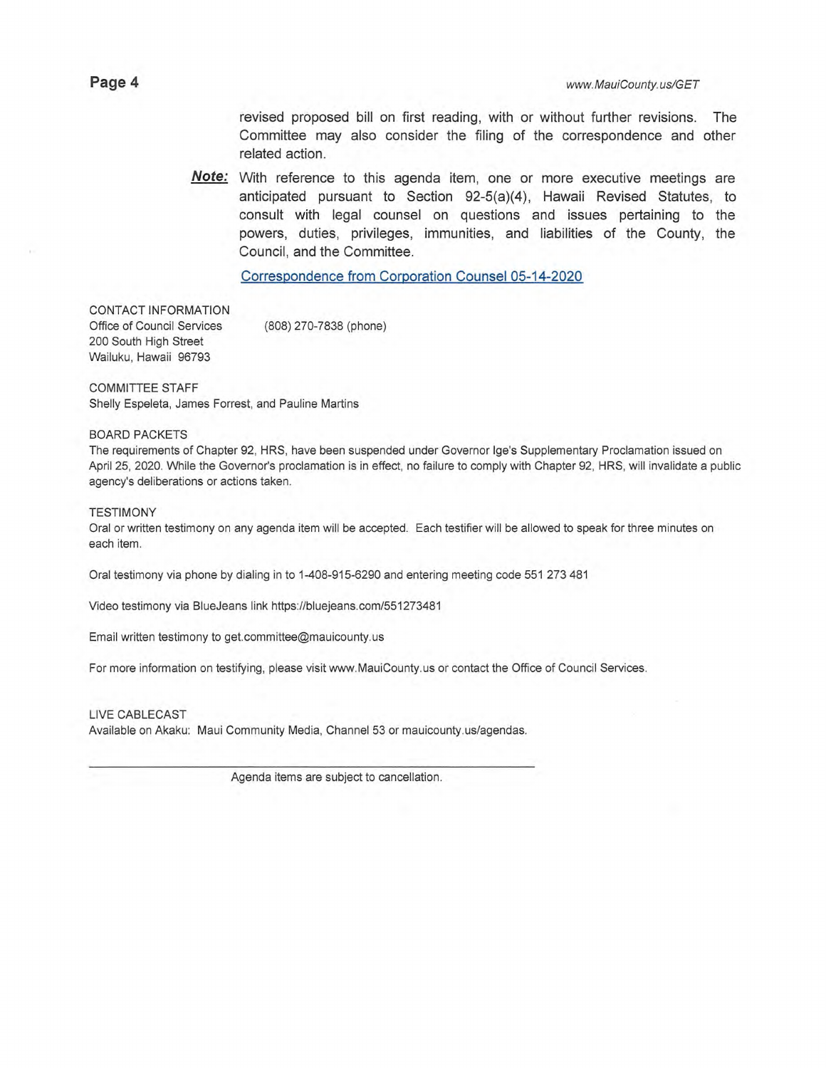revised proposed bill on first reading, with or without further revisions. The Committee may also consider the filing of the correspondence and other related action.

***Note:*** With reference to this agenda item, one or more executive meetings are anticipated pursuant to Section 92-5(a)(4), Hawaii Revised Statutes, to consult with legal counsel on questions and issues pertaining to the powers, duties, privileges, immunities, and liabilities of the County, the Council, and the Committee.

Correspondence from Corporation Counsel 05-14-2020

CONTACT INFORMATION
Office of Council Services (808) 270-7838 (phone)
200 South High Street
Wailuku, Hawaii 96793

COMMITTEE STAFF
Shelly Espeleta, James Forrest, and Pauline Martins

BOARD PACKETS
The requirements of Chapter 92, HRS, have been suspended under Governor Ige's Supplementary Proclamation issued on April 25, 2020. While the Governor's proclamation is in effect, no failure to comply with Chapter 92, HRS, will invalidate a public agency's deliberations or actions taken.

TESTIMONY
Oral or written testimony on any agenda item will be accepted. Each testifier will be allowed to speak for three minutes on each item.

Oral testimony via phone by dialing in to 1-408-915-6290 and entering meeting code 551 273 481

Video testimony via BlueJeans link https://bluejeans.com/551273481

Email written testimony to get.committee@mauicounty.us

For more information on testifying, please visit www.MauiCounty.us or contact the Office of Council Services.

LIVE CABLECAST
Available on Akaku: Maui Community Media, Channel 53 or mauicounty.us/agendas.

---

Agenda items are subject to cancellation.